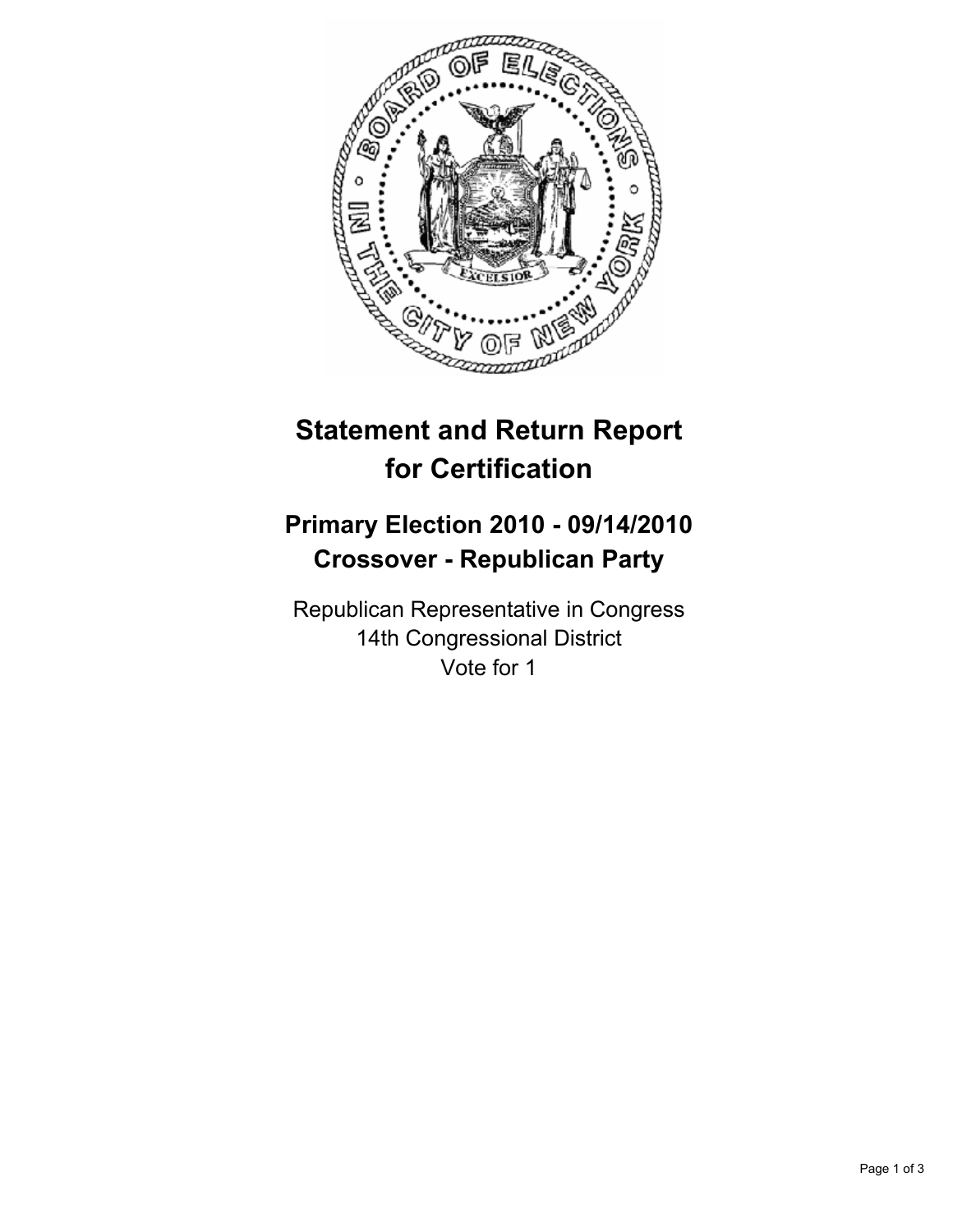# Statement and Return Report for Certification

## Primary Election 2010 - 09/14/2010
## Crossover - Republican Party

Republican Representative in Congress
14th Congressional District
Vote for 1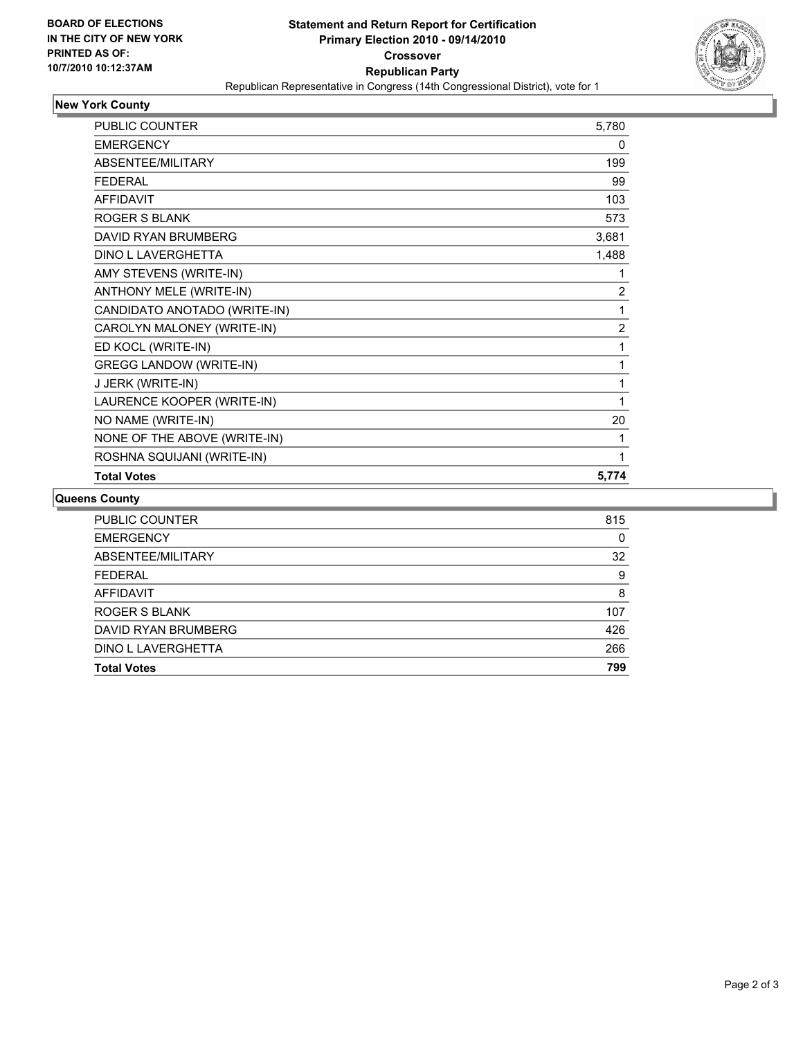BOARD OF ELECTIONS
IN THE CITY OF NEW YORK
PRINTED AS OF:
10/7/2010 10:12:37AM

# Statement and Return Report for Certification
## Primary Election 2010 - 09/14/2010
## Crossover
## Republican Party

Republican Representative in Congress (14th Congressional District), vote for 1

### New York County

| | |
|---|---|
| PUBLIC COUNTER | 5,780 |
| EMERGENCY | 0 |
| ABSENTEE/MILITARY | 199 |
| FEDERAL | 99 |
| AFFIDAVIT | 103 |
| ROGER S BLANK | 573 |
| DAVID RYAN BRUMBERG | 3,681 |
| DINO L LAVERGHETTA | 1,488 |
| AMY STEVENS (WRITE-IN) | 1 |
| ANTHONY MELE (WRITE-IN) | 2 |
| CANDIDATO ANOTADO (WRITE-IN) | 1 |
| CAROLYN MALONEY (WRITE-IN) | 2 |
| ED KOCL (WRITE-IN) | 1 |
| GREGG LANDOW (WRITE-IN) | 1 |
| J JERK (WRITE-IN) | 1 |
| LAURENCE KOOPER (WRITE-IN) | 1 |
| NO NAME (WRITE-IN) | 20 |
| NONE OF THE ABOVE (WRITE-IN) | 1 |
| ROSHNA SQUIJANI (WRITE-IN) | 1 |
| **Total Votes** | **5,774** |

### Queens County

| | |
|---|---|
| PUBLIC COUNTER | 815 |
| EMERGENCY | 0 |
| ABSENTEE/MILITARY | 32 |
| FEDERAL | 9 |
| AFFIDAVIT | 8 |
| ROGER S BLANK | 107 |
| DAVID RYAN BRUMBERG | 426 |
| DINO L LAVERGHETTA | 266 |
| **Total Votes** | **799** |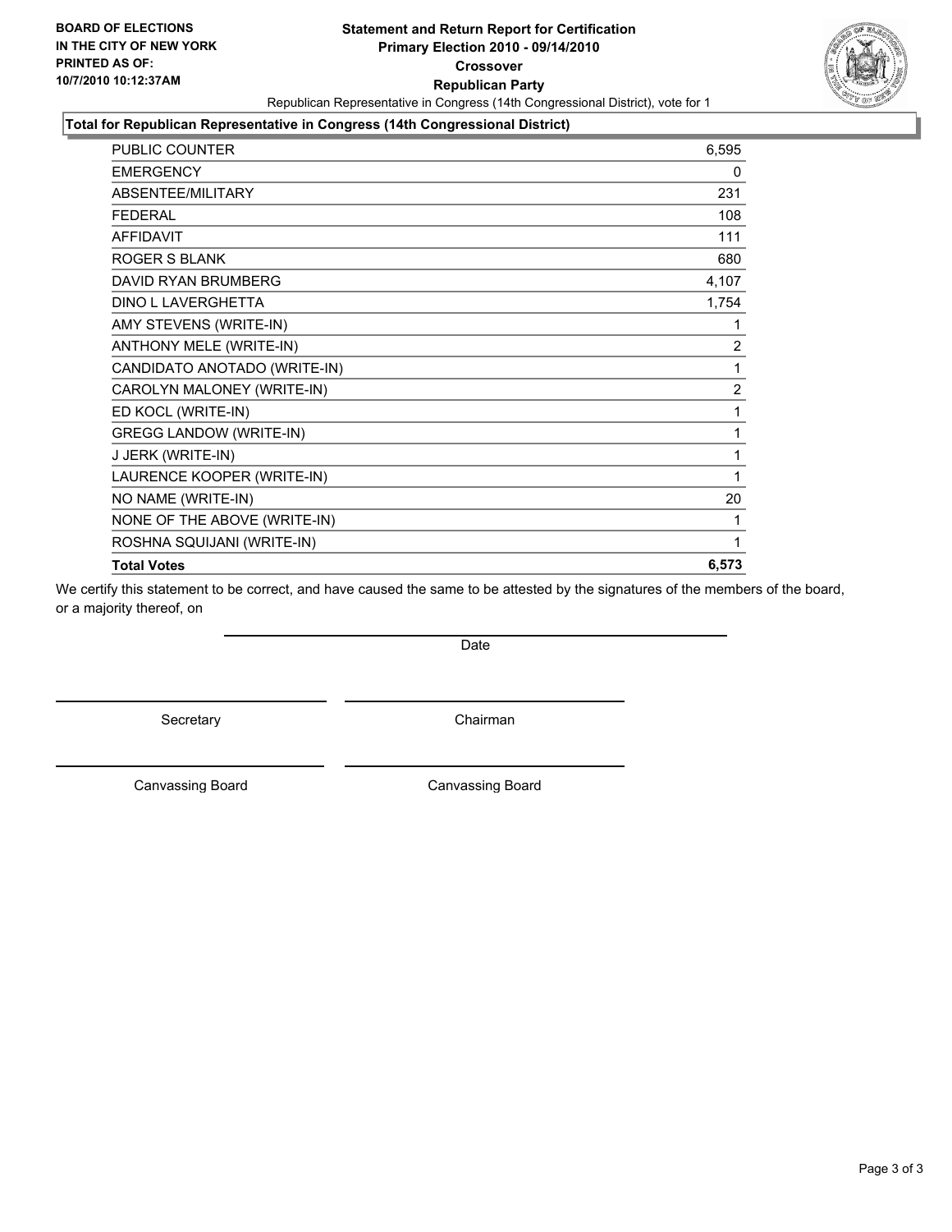**BOARD OF ELECTIONS IN THE CITY OF NEW YORK**
**PRINTED AS OF:**
**10/7/2010 10:12:37AM**

# Statement and Return Report for Certification
## Primary Election 2010 - 09/14/2010
## Crossover
## Republican Party

Republican Representative in Congress (14th Congressional District), vote for 1

**Total for Republican Representative in Congress (14th Congressional District)**

| | |
|---|---|
| PUBLIC COUNTER | 6,595 |
| EMERGENCY | 0 |
| ABSENTEE/MILITARY | 231 |
| FEDERAL | 108 |
| AFFIDAVIT | 111 |
| ROGER S BLANK | 680 |
| DAVID RYAN BRUMBERG | 4,107 |
| DINO L LAVERGHETTA | 1,754 |
| AMY STEVENS (WRITE-IN) | 1 |
| ANTHONY MELE (WRITE-IN) | 2 |
| CANDIDATO ANOTADO (WRITE-IN) | 1 |
| CAROLYN MALONEY (WRITE-IN) | 2 |
| ED KOCL (WRITE-IN) | 1 |
| GREGG LANDOW (WRITE-IN) | 1 |
| J JERK (WRITE-IN) | 1 |
| LAURENCE KOOPER (WRITE-IN) | 1 |
| NO NAME (WRITE-IN) | 20 |
| NONE OF THE ABOVE (WRITE-IN) | 1 |
| ROSHNA SQUIJANI (WRITE-IN) | 1 |
| **Total Votes** | **6,573** |

We certify this statement to be correct, and have caused the same to be attested by the signatures of the members of the board, or a majority thereof, on

Date

Secretary

Chairman

Canvassing Board

Canvassing Board